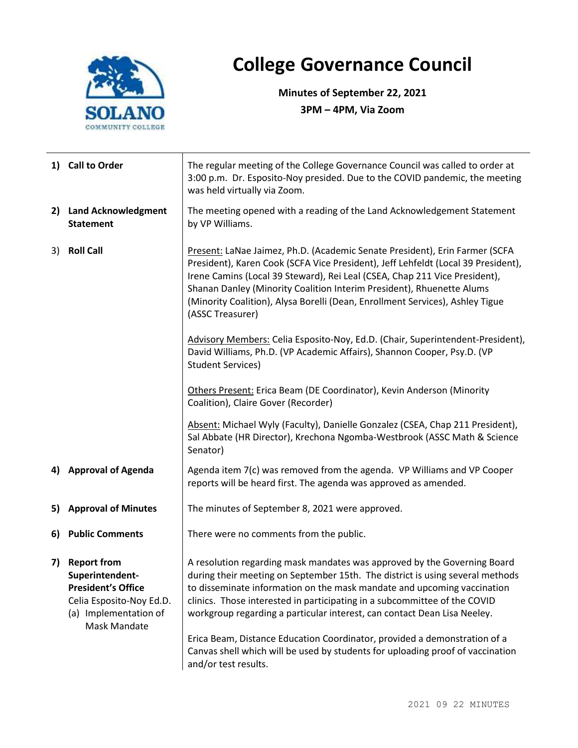# College Governance Council

**Minutes of September 22, 2021**

**3PM – 4PM, Via Zoom**

| | |
|---|---|
| **1) Call to Order** | The regular meeting of the College Governance Council was called to order at 3:00 p.m. Dr. Esposito-Noy presided. Due to the COVID pandemic, the meeting was held virtually via Zoom. |
| **2) Land Acknowledgment Statement** | The meeting opened with a reading of the Land Acknowledgement Statement by VP Williams. |
| **3) Roll Call** | Present: LaNae Jaimez, Ph.D. (Academic Senate President), Erin Farmer (SCFA President), Karen Cook (SCFA Vice President), Jeff Lehfeldt (Local 39 President), Irene Camins (Local 39 Steward), Rei Leal (CSEA, Chap 211 Vice President), Shanan Danley (Minority Coalition Interim President), Rhuenette Alums (Minority Coalition), Alysa Borelli (Dean, Enrollment Services), Ashley Tigue (ASSC Treasurer)<br><br>Advisory Members: Celia Esposito-Noy, Ed.D. (Chair, Superintendent-President), David Williams, Ph.D. (VP Academic Affairs), Shannon Cooper, Psy.D. (VP Student Services)<br><br>Others Present: Erica Beam (DE Coordinator), Kevin Anderson (Minority Coalition), Claire Gover (Recorder)<br><br>Absent: Michael Wyly (Faculty), Danielle Gonzalez (CSEA, Chap 211 President), Sal Abbate (HR Director), Krechona Ngomba-Westbrook (ASSC Math & Science Senator) |
| **4) Approval of Agenda** | Agenda item 7(c) was removed from the agenda. VP Williams and VP Cooper reports will be heard first. The agenda was approved as amended. |
| **5) Approval of Minutes** | The minutes of September 8, 2021 were approved. |
| **6) Public Comments** | There were no comments from the public. |
| **7) Report from Superintendent-President's Office**<br>Celia Esposito-Noy Ed.D.<br>(a) Implementation of Mask Mandate | A resolution regarding mask mandates was approved by the Governing Board during their meeting on September 15th. The district is using several methods to disseminate information on the mask mandate and upcoming vaccination clinics. Those interested in participating in a subcommittee of the COVID workgroup regarding a particular interest, can contact Dean Lisa Neeley.<br><br>Erica Beam, Distance Education Coordinator, provided a demonstration of a Canvas shell which will be used by students for uploading proof of vaccination and/or test results. |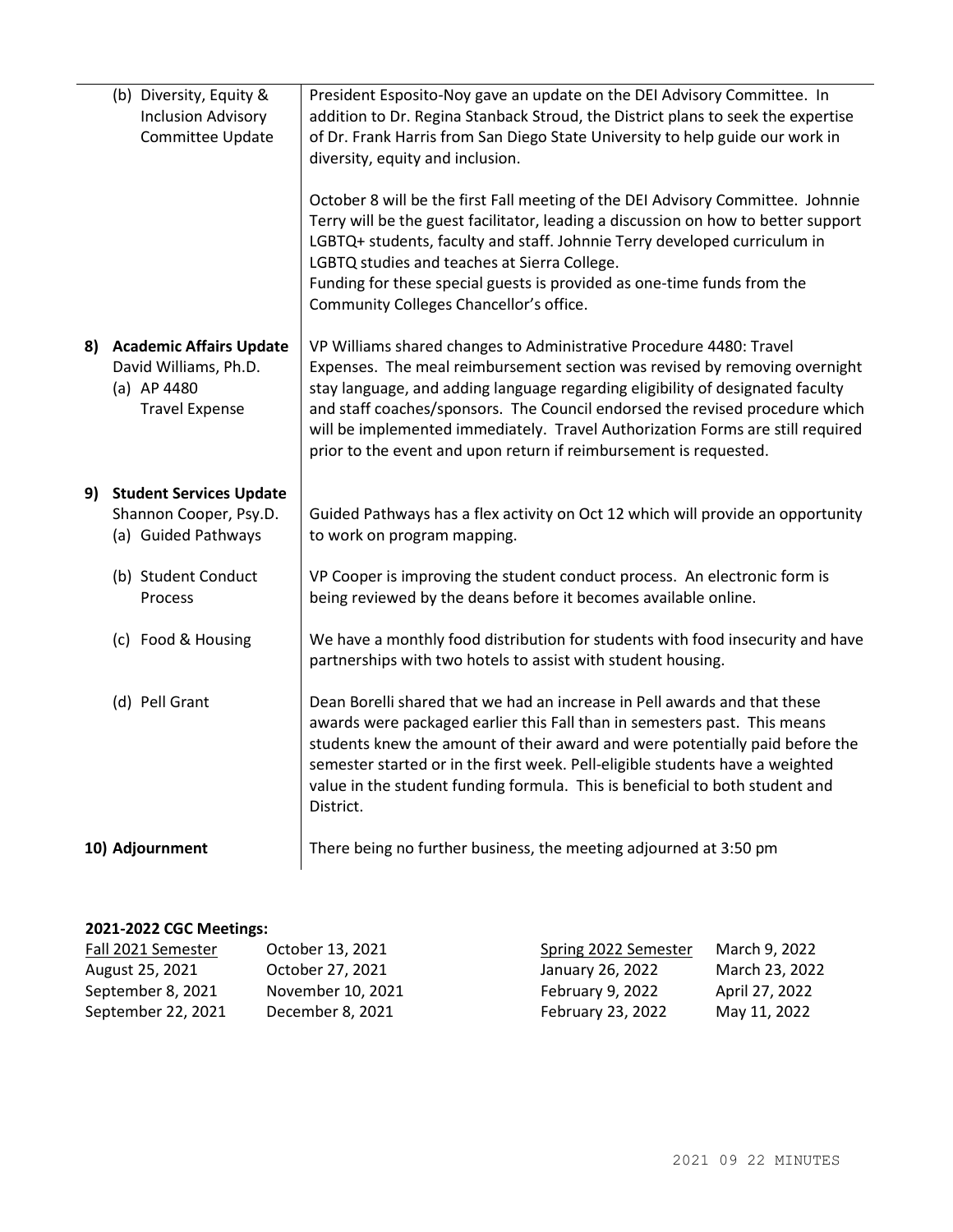| | |
|---|---|
| (b) Diversity, Equity & Inclusion Advisory Committee Update | President Esposito-Noy gave an update on the DEI Advisory Committee. In addition to Dr. Regina Stanback Stroud, the District plans to seek the expertise of Dr. Frank Harris from San Diego State University to help guide our work in diversity, equity and inclusion.<br><br>October 8 will be the first Fall meeting of the DEI Advisory Committee. Johnnie Terry will be the guest facilitator, leading a discussion on how to better support LGBTQ+ students, faculty and staff. Johnnie Terry developed curriculum in LGBTQ studies and teaches at Sierra College.<br>Funding for these special guests is provided as one-time funds from the Community Colleges Chancellor's office. |
| **8) Academic Affairs Update**<br>David Williams, Ph.D.<br>(a) AP 4480 Travel Expense | VP Williams shared changes to Administrative Procedure 4480: Travel Expenses. The meal reimbursement section was revised by removing overnight stay language, and adding language regarding eligibility of designated faculty and staff coaches/sponsors. The Council endorsed the revised procedure which will be implemented immediately. Travel Authorization Forms are still required prior to the event and upon return if reimbursement is requested. |
| **9) Student Services Update**<br>Shannon Cooper, Psy.D.<br>(a) Guided Pathways | Guided Pathways has a flex activity on Oct 12 which will provide an opportunity to work on program mapping. |
| (b) Student Conduct Process | VP Cooper is improving the student conduct process. An electronic form is being reviewed by the deans before it becomes available online. |
| (c) Food & Housing | We have a monthly food distribution for students with food insecurity and have partnerships with two hotels to assist with student housing. |
| (d) Pell Grant | Dean Borelli shared that we had an increase in Pell awards and that these awards were packaged earlier this Fall than in semesters past. This means students knew the amount of their award and were potentially paid before the semester started or in the first week. Pell-eligible students have a weighted value in the student funding formula. This is beneficial to both student and District. |
| **10) Adjournment** | There being no further business, the meeting adjourned at 3:50 pm |

**2021-2022 CGC Meetings:**

| Fall 2021 Semester | | Spring 2022 Semester | |
|---|---|---|---|
| August 25, 2021 | October 13, 2021 | January 26, 2022 | March 9, 2022 |
| September 8, 2021 | October 27, 2021 | February 9, 2022 | March 23, 2022 |
| September 22, 2021 | November 10, 2021 | February 23, 2022 | April 27, 2022 |
| | December 8, 2021 | | May 11, 2022 |